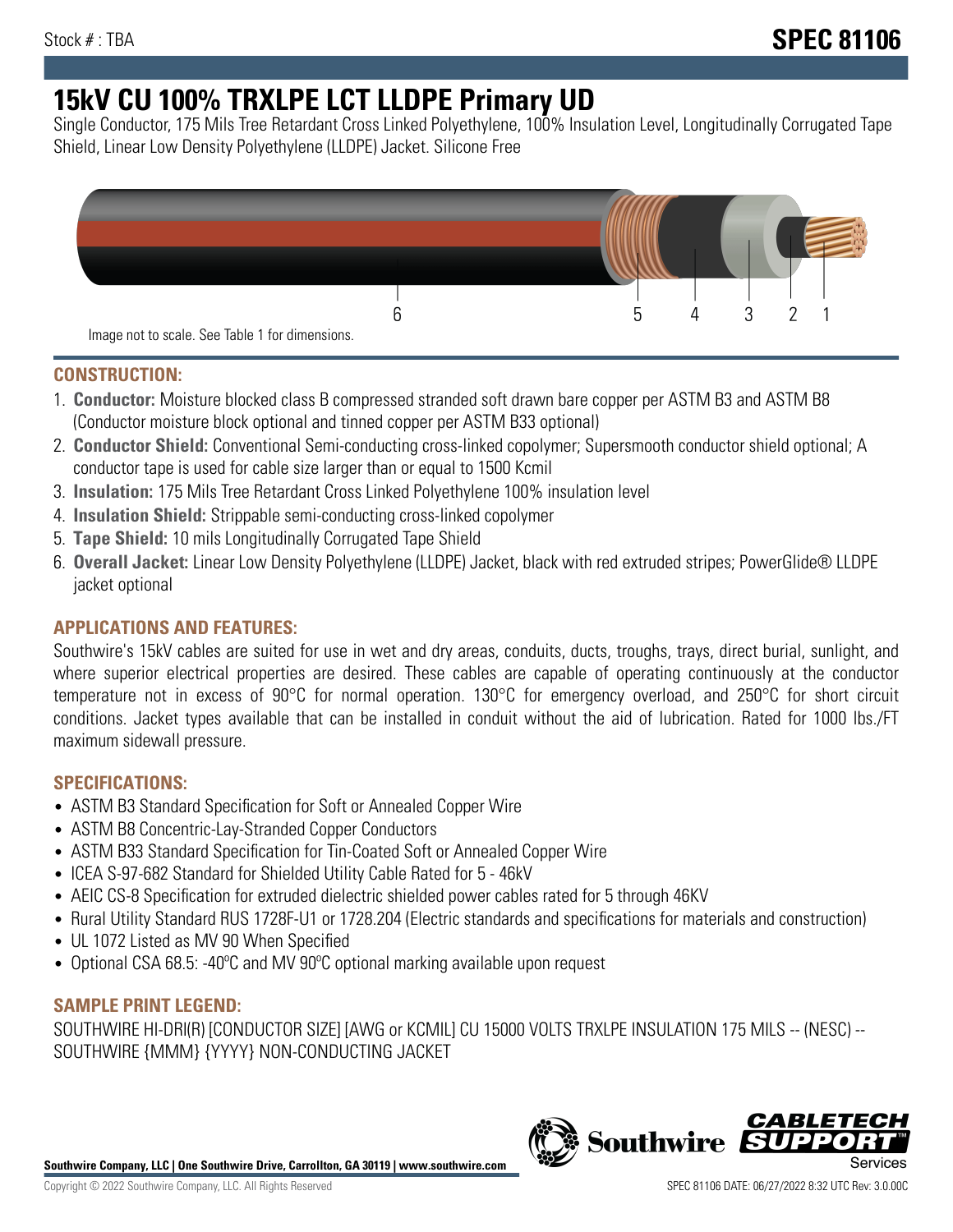Stock # : TBA

# SPEC 81106

# 15kV CU 100% TRXLPE LCT LLDPE Primary UD

Single Conductor, 175 Mils Tree Retardant Cross Linked Polyethylene, 100% Insulation Level, Longitudinally Corrugated Tape Shield, Linear Low Density Polyethylene (LLDPE) Jacket. Silicone Free

6 5 4 3 2 1

Image not to scale. See Table 1 for dimensions.

## CONSTRUCTION:

1. **Conductor:** Moisture blocked class B compressed stranded soft drawn bare copper per ASTM B3 and ASTM B8 (Conductor moisture block optional and tinned copper per ASTM B33 optional)
2. **Conductor Shield:** Conventional Semi-conducting cross-linked copolymer; Supersmooth conductor shield optional; A conductor tape is used for cable size larger than or equal to 1500 Kcmil
3. **Insulation:** 175 Mils Tree Retardant Cross Linked Polyethylene 100% insulation level
4. **Insulation Shield:** Strippable semi-conducting cross-linked copolymer
5. **Tape Shield:** 10 mils Longitudinally Corrugated Tape Shield
6. **Overall Jacket:** Linear Low Density Polyethylene (LLDPE) Jacket, black with red extruded stripes; PowerGlide® LLDPE jacket optional

## APPLICATIONS AND FEATURES:

Southwire's 15kV cables are suited for use in wet and dry areas, conduits, ducts, troughs, trays, direct burial, sunlight, and where superior electrical properties are desired. These cables are capable of operating continuously at the conductor temperature not in excess of 90°C for normal operation. 130°C for emergency overload, and 250°C for short circuit conditions. Jacket types available that can be installed in conduit without the aid of lubrication. Rated for 1000 lbs./FT maximum sidewall pressure.

## SPECIFICATIONS:

- ASTM B3 Standard Specification for Soft or Annealed Copper Wire
- ASTM B8 Concentric-Lay-Stranded Copper Conductors
- ASTM B33 Standard Specification for Tin-Coated Soft or Annealed Copper Wire
- ICEA S-97-682 Standard for Shielded Utility Cable Rated for 5 - 46kV
- AEIC CS-8 Specification for extruded dielectric shielded power cables rated for 5 through 46KV
- Rural Utility Standard RUS 1728F-U1 or 1728.204 (Electric standards and specifications for materials and construction)
- UL 1072 Listed as MV 90 When Specified
- Optional CSA 68.5: -40ºC and MV 90ºC optional marking available upon request

## SAMPLE PRINT LEGEND:

SOUTHWIRE HI-DRI(R) [CONDUCTOR SIZE] [AWG or KCMIL] CU 15000 VOLTS TRXLPE INSULATION 175 MILS -- (NESC) -- SOUTHWIRE {MMM} {YYYY} NON-CONDUCTING JACKET

**Southwire Company, LLC | One Southwire Drive, Carrollton, GA 30119 | www.southwire.com**

Copyright © 2022 Southwire Company, LLC. All Rights Reserved

SPEC 81106 DATE: 06/27/2022 8:32 UTC Rev: 3.0.00C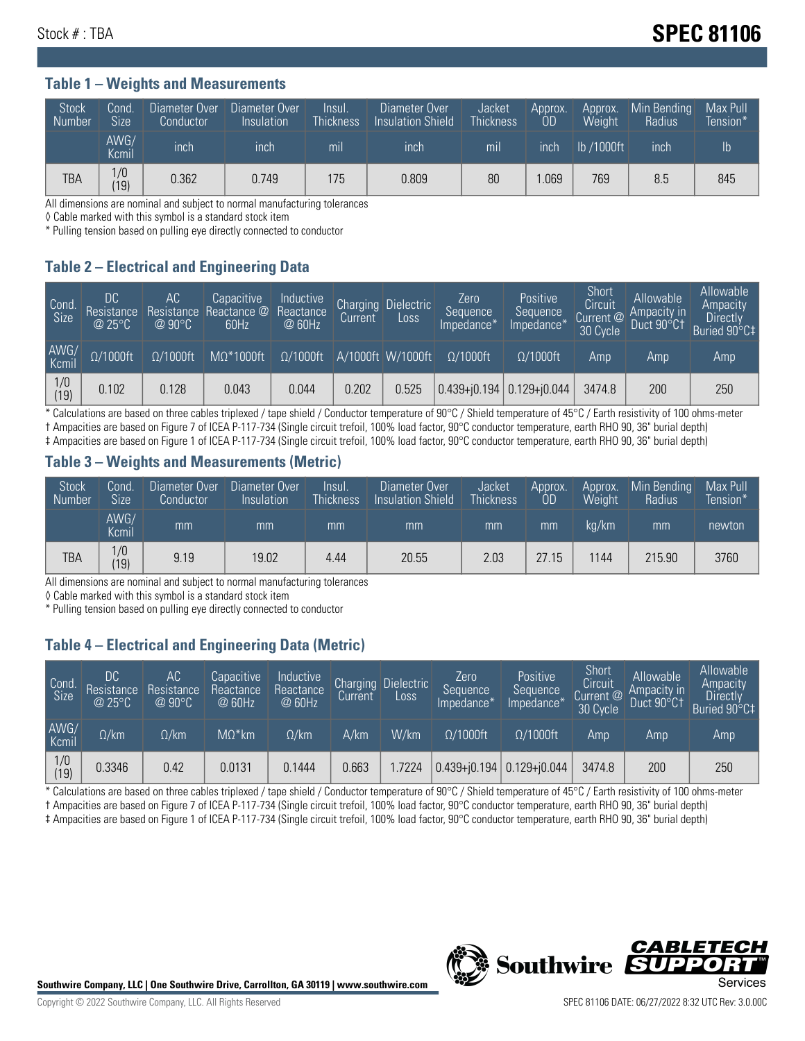Stock # : TBA

# SPEC 81106

## Table 1 – Weights and Measurements

| Stock Number | Cond. Size | Diameter Over Conductor | Diameter Over Insulation | Insul. Thickness | Diameter Over Insulation Shield | Jacket Thickness | Approx. OD | Approx. Weight | Min Bending Radius | Max Pull Tension* |
|---|---|---|---|---|---|---|---|---|---|---|
| | AWG/ Kcmil | inch | inch | mil | inch | mil | inch | lb /1000ft | inch | lb |
| TBA | 1/0 (19) | 0.362 | 0.749 | 175 | 0.809 | 80 | 1.069 | 769 | 8.5 | 845 |

All dimensions are nominal and subject to normal manufacturing tolerances

◊ Cable marked with this symbol is a standard stock item

* Pulling tension based on pulling eye directly connected to conductor

## Table 2 – Electrical and Engineering Data

| Cond. Size | DC Resistance @ 25°C | AC Resistance @ 90°C | Capacitive Reactance @ 60Hz | Inductive Reactance @ 60Hz | Charging Current | Dielectric Loss | Zero Sequence Impedance* | Positive Sequence Impedance* | Short Circuit Current @ 30 Cycle | Allowable Ampacity in Duct 90°C† | Allowable Ampacity Directly Buried 90°C‡ |
|---|---|---|---|---|---|---|---|---|---|---|---|
| AWG/ Kcmil | Ω/1000ft | Ω/1000ft | MΩ*1000ft | Ω/1000ft | A/1000ft | W/1000ft | Ω/1000ft | Ω/1000ft | Amp | Amp | Amp |
| 1/0 (19) | 0.102 | 0.128 | 0.043 | 0.044 | 0.202 | 0.525 | 0.439+j0.194 | 0.129+j0.044 | 3474.8 | 200 | 250 |

* Calculations are based on three cables triplexed / tape shield / Conductor temperature of 90°C / Shield temperature of 45°C / Earth resistivity of 100 ohms-meter

† Ampacities are based on Figure 7 of ICEA P-117-734 (Single circuit trefoil, 100% load factor, 90°C conductor temperature, earth RHO 90, 36" burial depth)

‡ Ampacities are based on Figure 1 of ICEA P-117-734 (Single circuit trefoil, 100% load factor, 90°C conductor temperature, earth RHO 90, 36" burial depth)

## Table 3 – Weights and Measurements (Metric)

| Stock Number | Cond. Size | Diameter Over Conductor | Diameter Over Insulation | Insul. Thickness | Diameter Over Insulation Shield | Jacket Thickness | Approx. OD | Approx. Weight | Min Bending Radius | Max Pull Tension* |
|---|---|---|---|---|---|---|---|---|---|---|
| | AWG/ Kcmil | mm | mm | mm | mm | mm | mm | kg/km | mm | newton |
| TBA | 1/0 (19) | 9.19 | 19.02 | 4.44 | 20.55 | 2.03 | 27.15 | 1144 | 215.90 | 3760 |

All dimensions are nominal and subject to normal manufacturing tolerances

◊ Cable marked with this symbol is a standard stock item

* Pulling tension based on pulling eye directly connected to conductor

## Table 4 – Electrical and Engineering Data (Metric)

| Cond. Size | DC Resistance @ 25°C | AC Resistance @ 90°C | Capacitive Reactance @ 60Hz | Inductive Reactance @ 60Hz | Charging Current | Dielectric Loss | Zero Sequence Impedance* | Positive Sequence Impedance* | Short Circuit Current @ 30 Cycle | Allowable Ampacity in Duct 90°C† | Allowable Ampacity Directly Buried 90°C‡ |
|---|---|---|---|---|---|---|---|---|---|---|---|
| AWG/ Kcmil | Ω/km | Ω/km | MΩ*km | Ω/km | A/km | W/km | Ω/1000ft | Ω/1000ft | Amp | Amp | Amp |
| 1/0 (19) | 0.3346 | 0.42 | 0.0131 | 0.1444 | 0.663 | 1.7224 | 0.439+j0.194 | 0.129+j0.044 | 3474.8 | 200 | 250 |

* Calculations are based on three cables triplexed / tape shield / Conductor temperature of 90°C / Shield temperature of 45°C / Earth resistivity of 100 ohms-meter

† Ampacities are based on Figure 7 of ICEA P-117-734 (Single circuit trefoil, 100% load factor, 90°C conductor temperature, earth RHO 90, 36" burial depth)

‡ Ampacities are based on Figure 1 of ICEA P-117-734 (Single circuit trefoil, 100% load factor, 90°C conductor temperature, earth RHO 90, 36" burial depth)

**Southwire Company, LLC | One Southwire Drive, Carrollton, GA 30119 | www.southwire.com**

Copyright © 2022 Southwire Company, LLC. All Rights Reserved

SPEC 81106 DATE: 06/27/2022 8:32 UTC Rev: 3.0.00C